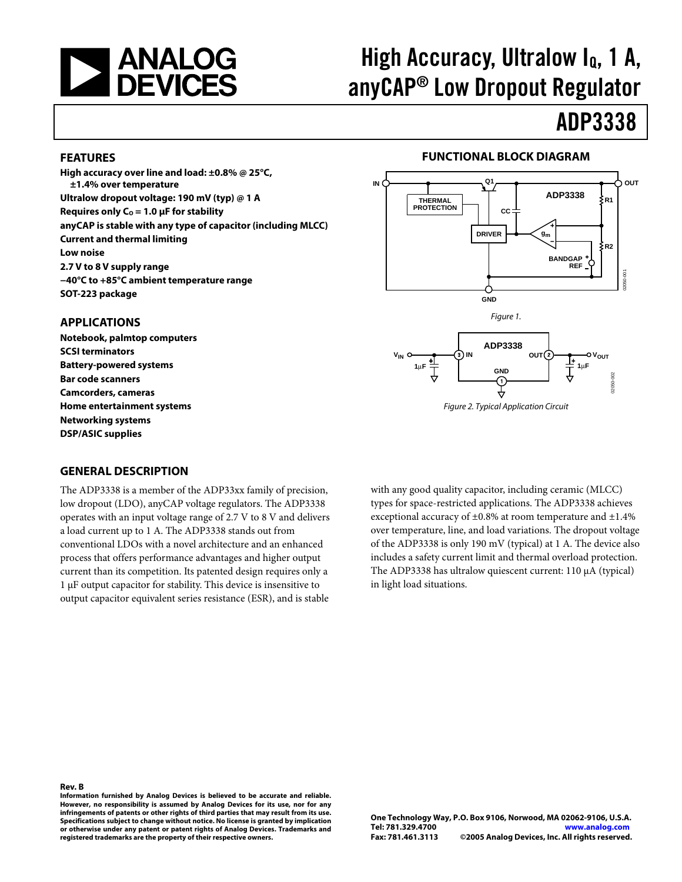# High Accuracy, Ultralow $I_Q$, 1 A, anyCAP® Low Dropout Regulator

# ADP3338

## FEATURES

**High accuracy over line and load: ±0.8% @ 25°C, ±1.4% over temperature**
**Ultralow dropout voltage: 190 mV (typ) @ 1 A**
**Requires only $C_O$ = 1.0 μF for stability**
**anyCAP is stable with any type of capacitor (including MLCC)**
**Current and thermal limiting**
**Low noise**
**2.7 V to 8 V supply range**
**–40°C to +85°C ambient temperature range**
**SOT-223 package**

## APPLICATIONS

**Notebook, palmtop computers**
**SCSI terminators**
**Battery-powered systems**
**Bar code scanners**
**Camcorders, cameras**
**Home entertainment systems**
**Networking systems**
**DSP/ASIC supplies**

## FUNCTIONAL BLOCK DIAGRAM

*Figure 1.*

*Figure 2. Typical Application Circuit*

## GENERAL DESCRIPTION

The ADP3338 is a member of the ADP33xx family of precision, low dropout (LDO), anyCAP voltage regulators. The ADP3338 operates with an input voltage range of 2.7 V to 8 V and delivers a load current up to 1 A. The ADP3338 stands out from conventional LDOs with a novel architecture and an enhanced process that offers performance advantages and higher output current than its competition. Its patented design requires only a 1 μF output capacitor for stability. This device is insensitive to output capacitor equivalent series resistance (ESR), and is stable with any good quality capacitor, including ceramic (MLCC) types for space-restricted applications. The ADP3338 achieves exceptional accuracy of ±0.8% at room temperature and ±1.4% over temperature, line, and load variations. The dropout voltage of the ADP3338 is only 190 mV (typical) at 1 A. The device also includes a safety current limit and thermal overload protection. The ADP3338 has ultralow quiescent current: 110 μA (typical) in light load situations.

**Rev. B**
**Information furnished by Analog Devices is believed to be accurate and reliable. However, no responsibility is assumed by Analog Devices for its use, nor for any infringements of patents or other rights of third parties that may result from its use. Specifications subject to change without notice. No license is granted by implication or otherwise under any patent or patent rights of Analog Devices. Trademarks and registered trademarks are the property of their respective owners.**

**One Technology Way, P.O. Box 9106, Norwood, MA 02062-9106, U.S.A.**
**Tel: 781.329.4700 www.analog.com**
**Fax: 781.461.3113 ©2005 Analog Devices, Inc. All rights reserved.**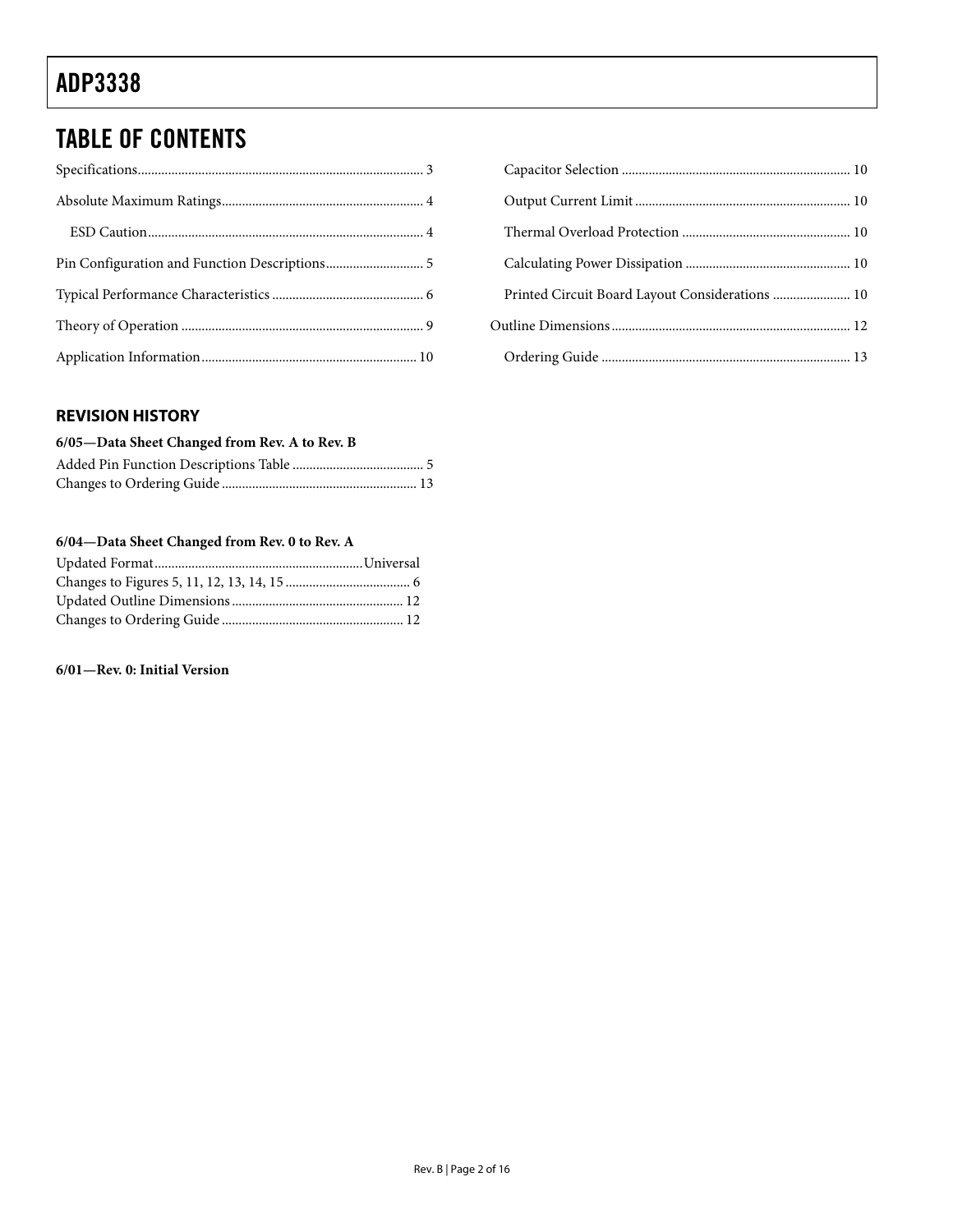## TABLE OF CONTENTS

Specifications ... 3
Absolute Maximum Ratings ... 4
  ESD Caution ... 4
Pin Configuration and Function Descriptions ... 5
Typical Performance Characteristics ... 6
Theory of Operation ... 9
Application Information ... 10
  Capacitor Selection ... 10
  Output Current Limit ... 10
  Thermal Overload Protection ... 10
  Calculating Power Dissipation ... 10
  Printed Circuit Board Layout Considerations ... 10
Outline Dimensions ... 12
  Ordering Guide ... 13

### REVISION HISTORY

**6/05—Data Sheet Changed from Rev. A to Rev. B**

Added Pin Function Descriptions Table ... 5
Changes to Ordering Guide ... 13

**6/04—Data Sheet Changed from Rev. 0 to Rev. A**

Updated Format ... Universal
Changes to Figures 5, 11, 12, 13, 14, 15 ... 6
Updated Outline Dimensions ... 12
Changes to Ordering Guide ... 12

**6/01—Rev. 0: Initial Version**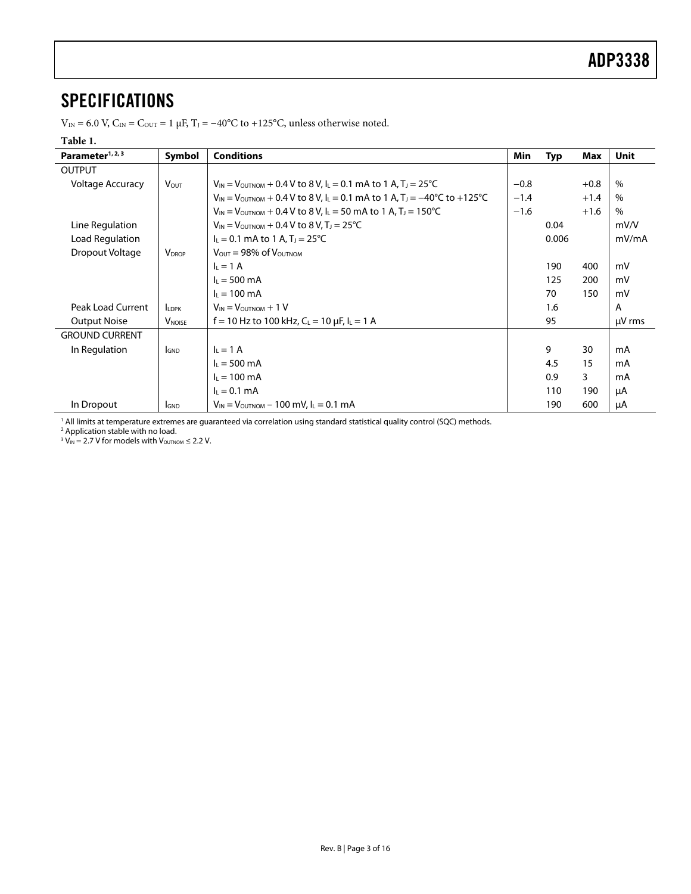# SPECIFICATIONS

$V_{IN}$ = 6.0 V, $C_{IN}$ = $C_{OUT}$ = 1 μF, $T_J$ = −40°C to +125°C, unless otherwise noted.

**Table 1.**

| Parameter[1, 2, 3] | Symbol | Conditions | Min | Typ | Max | Unit |
|---|---|---|---|---|---|---|
| OUTPUT | | | | | | |
| Voltage Accuracy | $V_{OUT}$ | $V_{IN} = V_{OUTNOM}$ + 0.4 V to 8 V, $I_L$ = 0.1 mA to 1 A, $T_J$ = 25°C | −0.8 | | +0.8 | % |
| | | $V_{IN} = V_{OUTNOM}$ + 0.4 V to 8 V, $I_L$ = 0.1 mA to 1 A, $T_J$ = −40°C to +125°C | −1.4 | | +1.4 | % |
| | | $V_{IN} = V_{OUTNOM}$ + 0.4 V to 8 V, $I_L$ = 50 mA to 1 A, $T_J$ = 150°C | −1.6 | | +1.6 | % |
| Line Regulation | | $V_{IN} = V_{OUTNOM}$ + 0.4 V to 8 V, $T_J$ = 25°C | | 0.04 | | mV/V |
| Load Regulation | | $I_L$ = 0.1 mA to 1 A, $T_J$ = 25°C | | 0.006 | | mV/mA |
| Dropout Voltage | $V_{DROP}$ | $V_{OUT}$ = 98% of $V_{OUTNOM}$ | | | | |
| | | $I_L$ = 1 A | | 190 | 400 | mV |
| | | $I_L$ = 500 mA | | 125 | 200 | mV |
| | | $I_L$ = 100 mA | | 70 | 150 | mV |
| Peak Load Current | $I_{LDPK}$ | $V_{IN} = V_{OUTNOM}$ + 1 V | | 1.6 | | A |
| Output Noise | $V_{NOISE}$ | f = 10 Hz to 100 kHz, $C_L$ = 10 μF, $I_L$ = 1 A | | 95 | | μV rms |
| GROUND CURRENT | | | | | | |
| In Regulation | $I_{GND}$ | $I_L$ = 1 A | | 9 | 30 | mA |
| | | $I_L$ = 500 mA | | 4.5 | 15 | mA |
| | | $I_L$ = 100 mA | | 0.9 | 3 | mA |
| | | $I_L$ = 0.1 mA | | 110 | 190 | μA |
| In Dropout | $I_{GND}$ | $V_{IN} = V_{OUTNOM}$ − 100 mV, $I_L$ = 0.1 mA | | 190 | 600 | μA |

[1] All limits at temperature extremes are guaranteed via correlation using standard statistical quality control (SQC) methods.
[2] Application stable with no load.
[3] $V_{IN}$ = 2.7 V for models with $V_{OUTNOM}$ ≤ 2.2 V.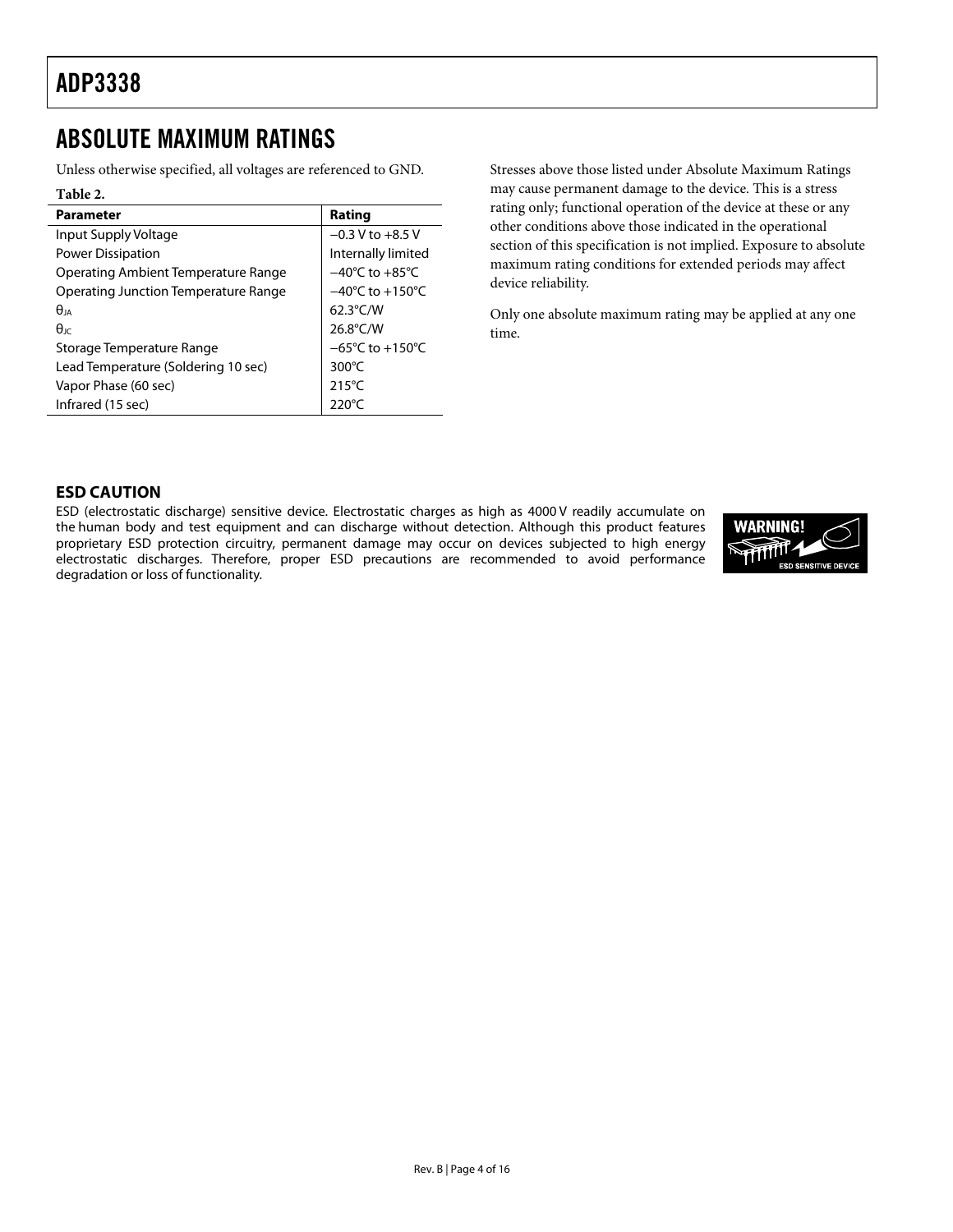## ABSOLUTE MAXIMUM RATINGS

Unless otherwise specified, all voltages are referenced to GND.

**Table 2.**

| Parameter | Rating |
|---|---|
| Input Supply Voltage | −0.3 V to +8.5 V |
| Power Dissipation | Internally limited |
| Operating Ambient Temperature Range | −40°C to +85°C |
| Operating Junction Temperature Range | −40°C to +150°C |
| $\theta_{JA}$ | 62.3°C/W |
| $\theta_{JC}$ | 26.8°C/W |
| Storage Temperature Range | −65°C to +150°C |
| Lead Temperature (Soldering 10 sec) | 300°C |
| Vapor Phase (60 sec) | 215°C |
| Infrared (15 sec) | 220°C |

Stresses above those listed under Absolute Maximum Ratings may cause permanent damage to the device. This is a stress rating only; functional operation of the device at these or any other conditions above those indicated in the operational section of this specification is not implied. Exposure to absolute maximum rating conditions for extended periods may affect device reliability.

Only one absolute maximum rating may be applied at any one time.

### ESD CAUTION

ESD (electrostatic discharge) sensitive device. Electrostatic charges as high as 4000 V readily accumulate on the human body and test equipment and can discharge without detection. Although this product features proprietary ESD protection circuitry, permanent damage may occur on devices subjected to high energy electrostatic discharges. Therefore, proper ESD precautions are recommended to avoid performance degradation or loss of functionality.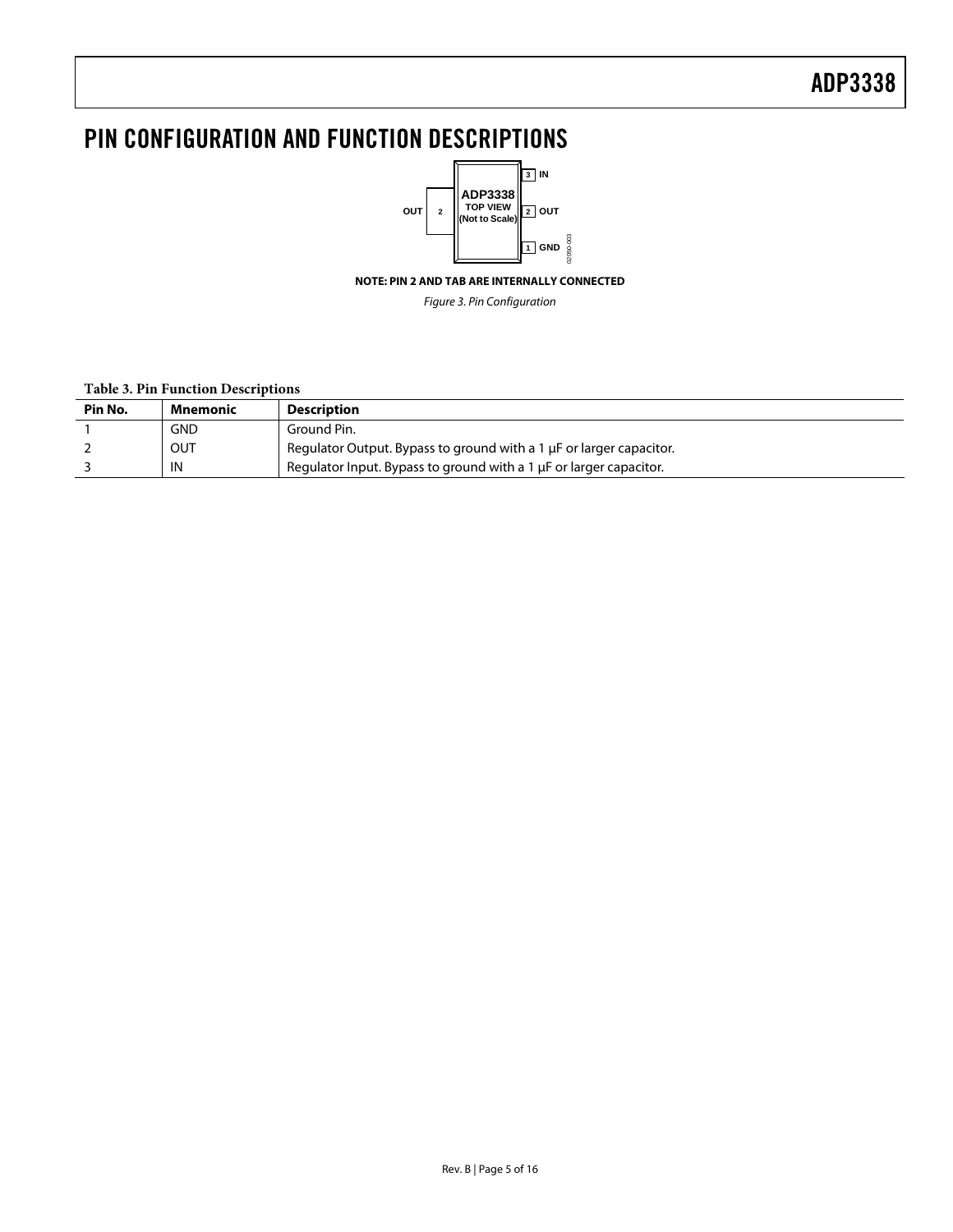# PIN CONFIGURATION AND FUNCTION DESCRIPTIONS

NOTE: PIN 2 AND TAB ARE INTERNALLY CONNECTED

*Figure 3. Pin Configuration*

**Table 3. Pin Function Descriptions**

| Pin No. | Mnemonic | Description |
|---|---|---|
| 1 | GND | Ground Pin. |
| 2 | OUT | Regulator Output. Bypass to ground with a 1 µF or larger capacitor. |
| 3 | IN | Regulator Input. Bypass to ground with a 1 µF or larger capacitor. |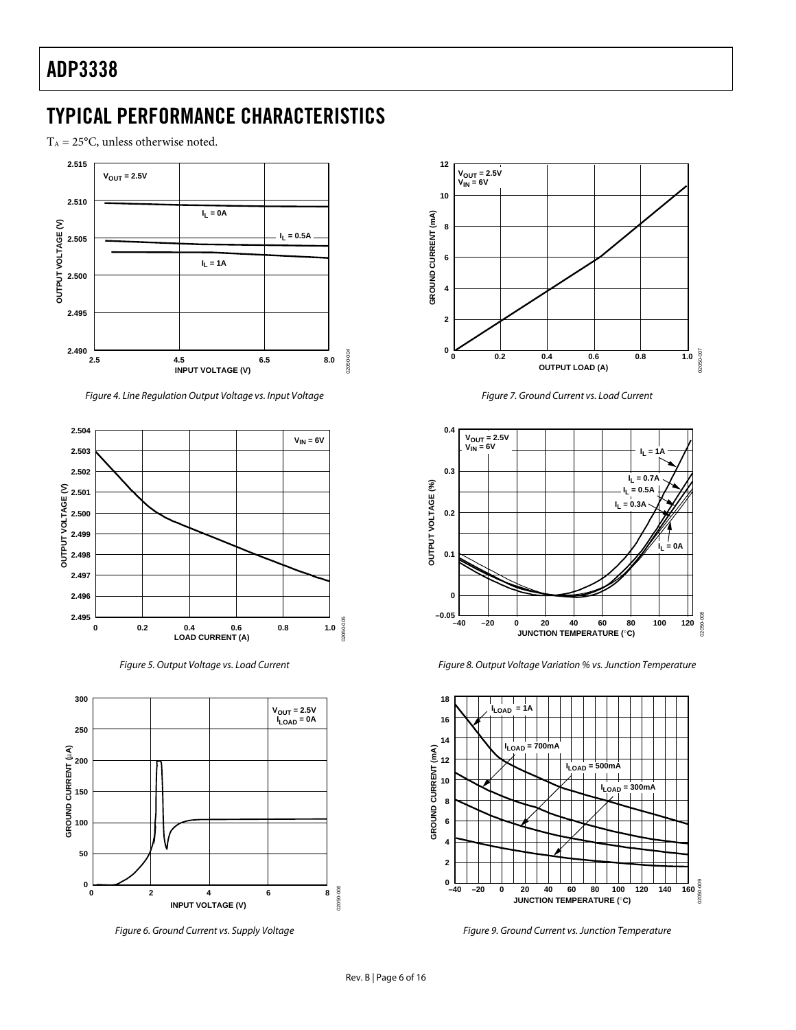## TYPICAL PERFORMANCE CHARACTERISTICS

$T_A$ = 25°C, unless otherwise noted.

*Figure 4. Line Regulation Output Voltage vs. Input Voltage*

*Figure 5. Output Voltage vs. Load Current*

*Figure 6. Ground Current vs. Supply Voltage*

*Figure 7. Ground Current vs. Load Current*

*Figure 8. Output Voltage Variation % vs. Junction Temperature*

*Figure 9. Ground Current vs. Junction Temperature*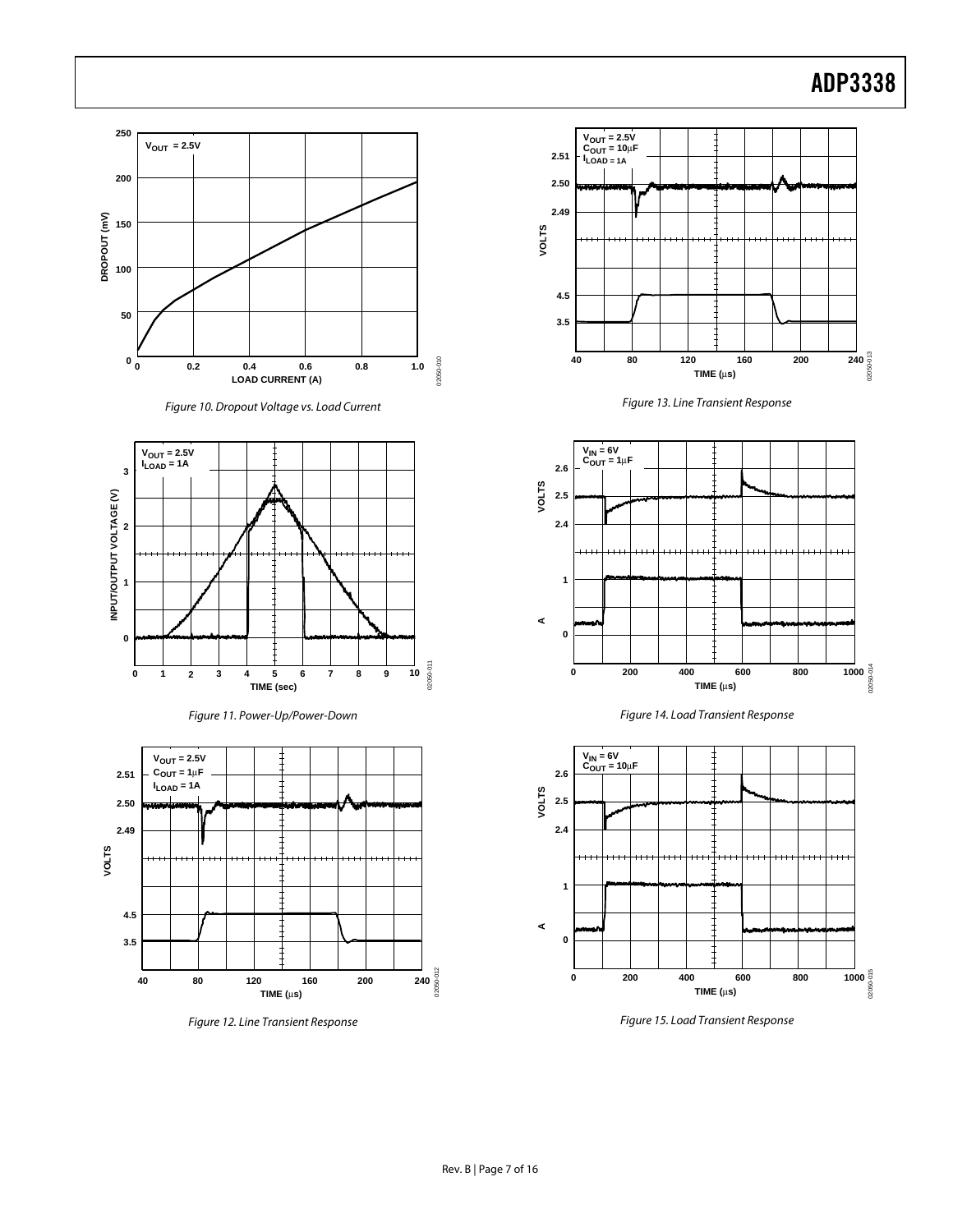Figure 10. Dropout Voltage vs. Load Current

Figure 11. Power-Up/Power-Down

Figure 12. Line Transient Response

Figure 13. Line Transient Response

Figure 14. Load Transient Response

Figure 15. Load Transient Response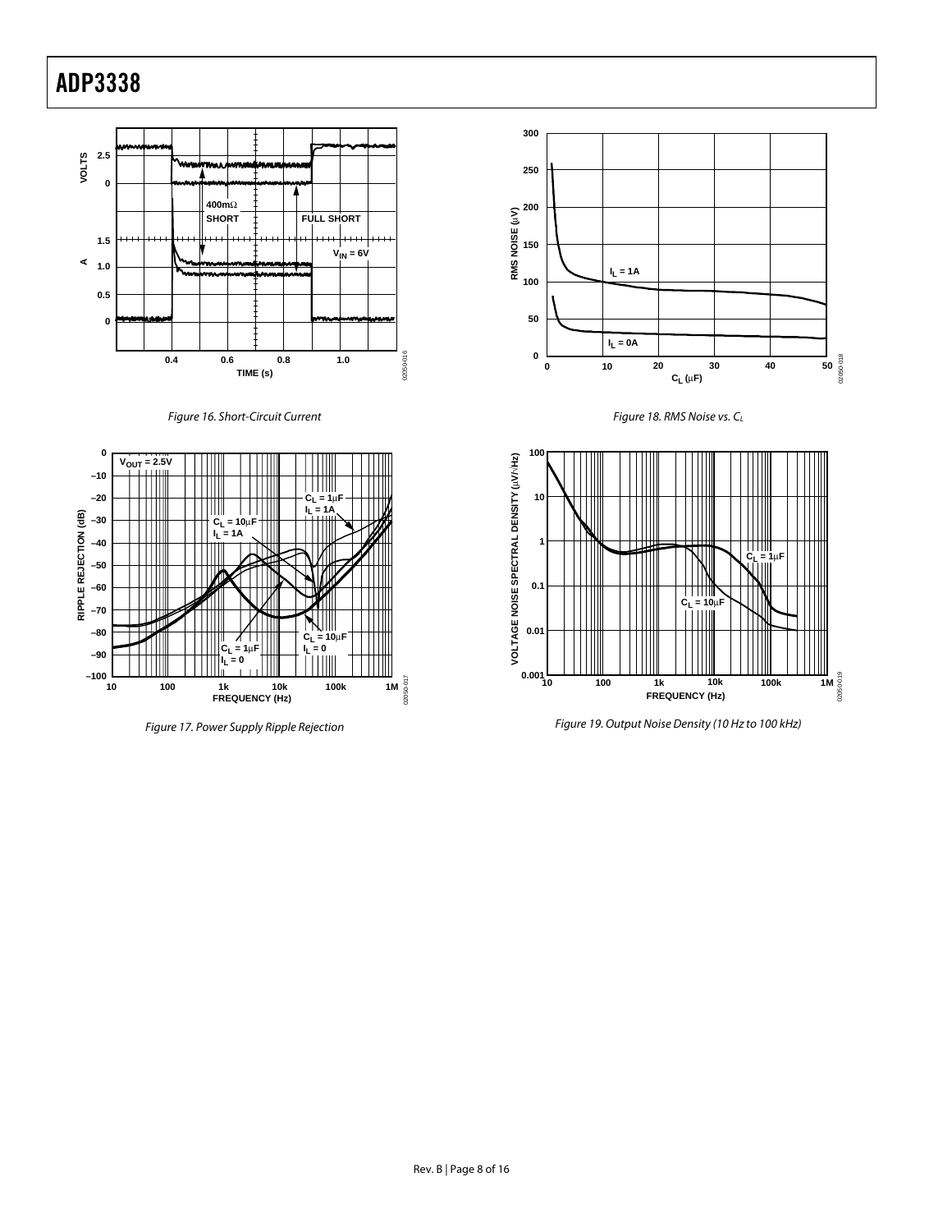Figure 16. Short-Circuit Current

Figure 17. Power Supply Ripple Rejection

Figure 18. RMS Noise vs. $C_L$

Figure 19. Output Noise Density (10 Hz to 100 kHz)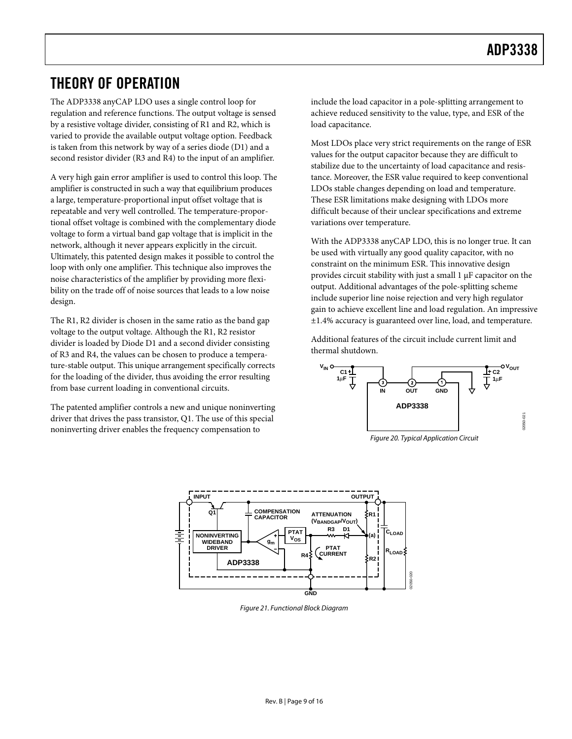# THEORY OF OPERATION

The ADP3338 anyCAP LDO uses a single control loop for regulation and reference functions. The output voltage is sensed by a resistive voltage divider, consisting of R1 and R2, which is varied to provide the available output voltage option. Feedback is taken from this network by way of a series diode (D1) and a second resistor divider (R3 and R4) to the input of an amplifier.

A very high gain error amplifier is used to control this loop. The amplifier is constructed in such a way that equilibrium produces a large, temperature-proportional input offset voltage that is repeatable and very well controlled. The temperature-proportional offset voltage is combined with the complementary diode voltage to form a virtual band gap voltage that is implicit in the network, although it never appears explicitly in the circuit. Ultimately, this patented design makes it possible to control the loop with only one amplifier. This technique also improves the noise characteristics of the amplifier by providing more flexibility on the trade off of noise sources that leads to a low noise design.

The R1, R2 divider is chosen in the same ratio as the band gap voltage to the output voltage. Although the R1, R2 resistor divider is loaded by Diode D1 and a second divider consisting of R3 and R4, the values can be chosen to produce a temperature-stable output. This unique arrangement specifically corrects for the loading of the divider, thus avoiding the error resulting from base current loading in conventional circuits.

The patented amplifier controls a new and unique noninverting driver that drives the pass transistor, Q1. The use of this special noninverting driver enables the frequency compensation to include the load capacitor in a pole-splitting arrangement to achieve reduced sensitivity to the value, type, and ESR of the load capacitance.

Most LDOs place very strict requirements on the range of ESR values for the output capacitor because they are difficult to stabilize due to the uncertainty of load capacitance and resistance. Moreover, the ESR value required to keep conventional LDOs stable changes depending on load and temperature. These ESR limitations make designing with LDOs more difficult because of their unclear specifications and extreme variations over temperature.

With the ADP3338 anyCAP LDO, this is no longer true. It can be used with virtually any good quality capacitor, with no constraint on the minimum ESR. This innovative design provides circuit stability with just a small 1 μF capacitor on the output. Additional advantages of the pole-splitting scheme include superior line noise rejection and very high regulator gain to achieve excellent line and load regulation. An impressive ±1.4% accuracy is guaranteed over line, load, and temperature.

Additional features of the circuit include current limit and thermal shutdown.

Figure 20. Typical Application Circuit

Figure 21. Functional Block Diagram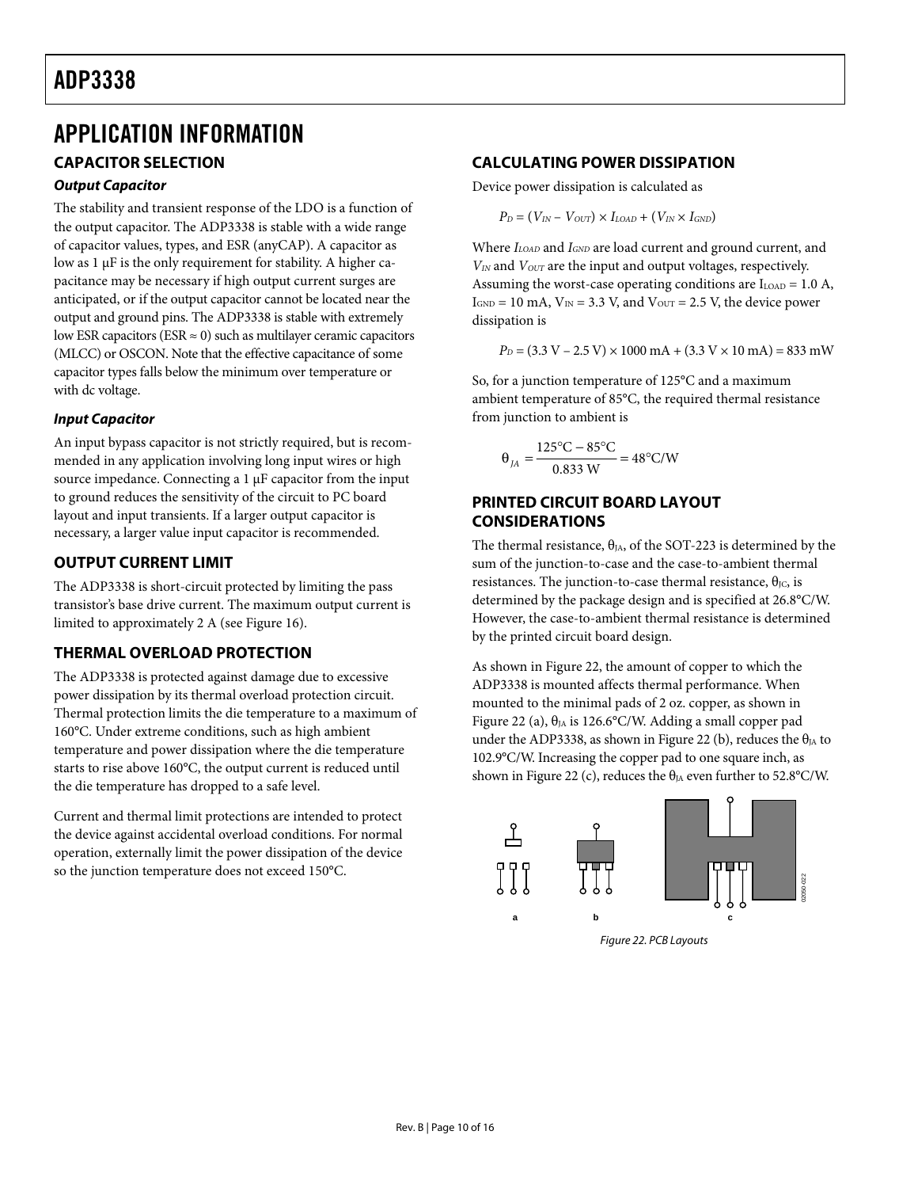# APPLICATION INFORMATION

## CAPACITOR SELECTION

### *Output Capacitor*

The stability and transient response of the LDO is a function of the output capacitor. The ADP3338 is stable with a wide range of capacitor values, types, and ESR (anyCAP). A capacitor as low as 1 µF is the only requirement for stability. A higher capacitance may be necessary if high output current surges are anticipated, or if the output capacitor cannot be located near the output and ground pins. The ADP3338 is stable with extremely low ESR capacitors (ESR ≈ 0) such as multilayer ceramic capacitors (MLCC) or OSCON. Note that the effective capacitance of some capacitor types falls below the minimum over temperature or with dc voltage.

### *Input Capacitor*

An input bypass capacitor is not strictly required, but is recommended in any application involving long input wires or high source impedance. Connecting a 1 µF capacitor from the input to ground reduces the sensitivity of the circuit to PC board layout and input transients. If a larger output capacitor is necessary, a larger value input capacitor is recommended.

## OUTPUT CURRENT LIMIT

The ADP3338 is short-circuit protected by limiting the pass transistor's base drive current. The maximum output current is limited to approximately 2 A (see Figure 16).

## THERMAL OVERLOAD PROTECTION

The ADP3338 is protected against damage due to excessive power dissipation by its thermal overload protection circuit. Thermal protection limits the die temperature to a maximum of 160°C. Under extreme conditions, such as high ambient temperature and power dissipation where the die temperature starts to rise above 160°C, the output current is reduced until the die temperature has dropped to a safe level.

Current and thermal limit protections are intended to protect the device against accidental overload conditions. For normal operation, externally limit the power dissipation of the device so the junction temperature does not exceed 150°C.

## CALCULATING POWER DISSIPATION

Device power dissipation is calculated as

$$P_D = (V_{IN} - V_{OUT}) \times I_{LOAD} + (V_{IN} \times I_{GND})$$

Where $I_{LOAD}$ and $I_{GND}$ are load current and ground current, and $V_{IN}$ and $V_{OUT}$ are the input and output voltages, respectively. Assuming the worst-case operating conditions are $I_{LOAD} = 1.0$ A, $I_{GND} = 10$ mA, $V_{IN} = 3.3$ V, and $V_{OUT} = 2.5$ V, the device power dissipation is

$$P_D = (3.3\text{ V} - 2.5\text{ V}) \times 1000\text{ mA} + (3.3\text{ V} \times 10\text{ mA}) = 833\text{ mW}$$

So, for a junction temperature of 125°C and a maximum ambient temperature of 85°C, the required thermal resistance from junction to ambient is

$$\theta_{JA} = \frac{125°\text{C} - 85°\text{C}}{0.833\text{ W}} = 48°\text{C/W}$$

## PRINTED CIRCUIT BOARD LAYOUT CONSIDERATIONS

The thermal resistance, $\theta_{JA}$, of the SOT-223 is determined by the sum of the junction-to-case and the case-to-ambient thermal resistances. The junction-to-case thermal resistance, $\theta_{JC}$, is determined by the package design and is specified at 26.8°C/W. However, the case-to-ambient thermal resistance is determined by the printed circuit board design.

As shown in Figure 22, the amount of copper to which the ADP3338 is mounted affects thermal performance. When mounted to the minimal pads of 2 oz. copper, as shown in Figure 22 (a), $\theta_{JA}$ is 126.6°C/W. Adding a small copper pad under the ADP3338, as shown in Figure 22 (b), reduces the $\theta_{JA}$ to 102.9°C/W. Increasing the copper pad to one square inch, as shown in Figure 22 (c), reduces the $\theta_{JA}$ even further to 52.8°C/W.

*Figure 22. PCB Layouts*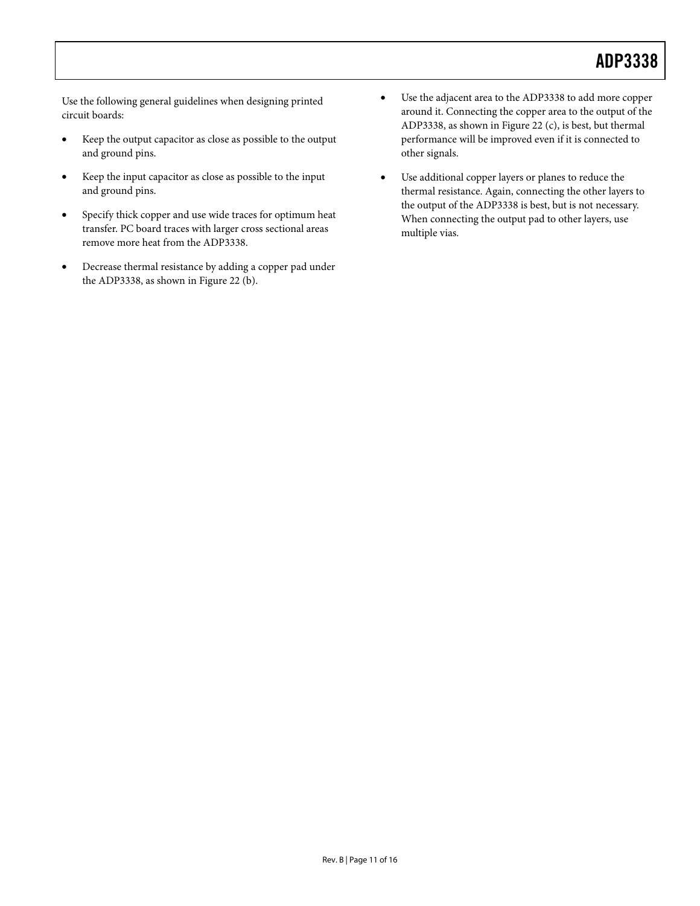Use the following general guidelines when designing printed circuit boards:

- Keep the output capacitor as close as possible to the output and ground pins.
- Keep the input capacitor as close as possible to the input and ground pins.
- Specify thick copper and use wide traces for optimum heat transfer. PC board traces with larger cross sectional areas remove more heat from the ADP3338.
- Decrease thermal resistance by adding a copper pad under the ADP3338, as shown in Figure 22 (b).
- Use the adjacent area to the ADP3338 to add more copper around it. Connecting the copper area to the output of the ADP3338, as shown in Figure 22 (c), is best, but thermal performance will be improved even if it is connected to other signals.
- Use additional copper layers or planes to reduce the thermal resistance. Again, connecting the other layers to the output of the ADP3338 is best, but is not necessary. When connecting the output pad to other layers, use multiple vias.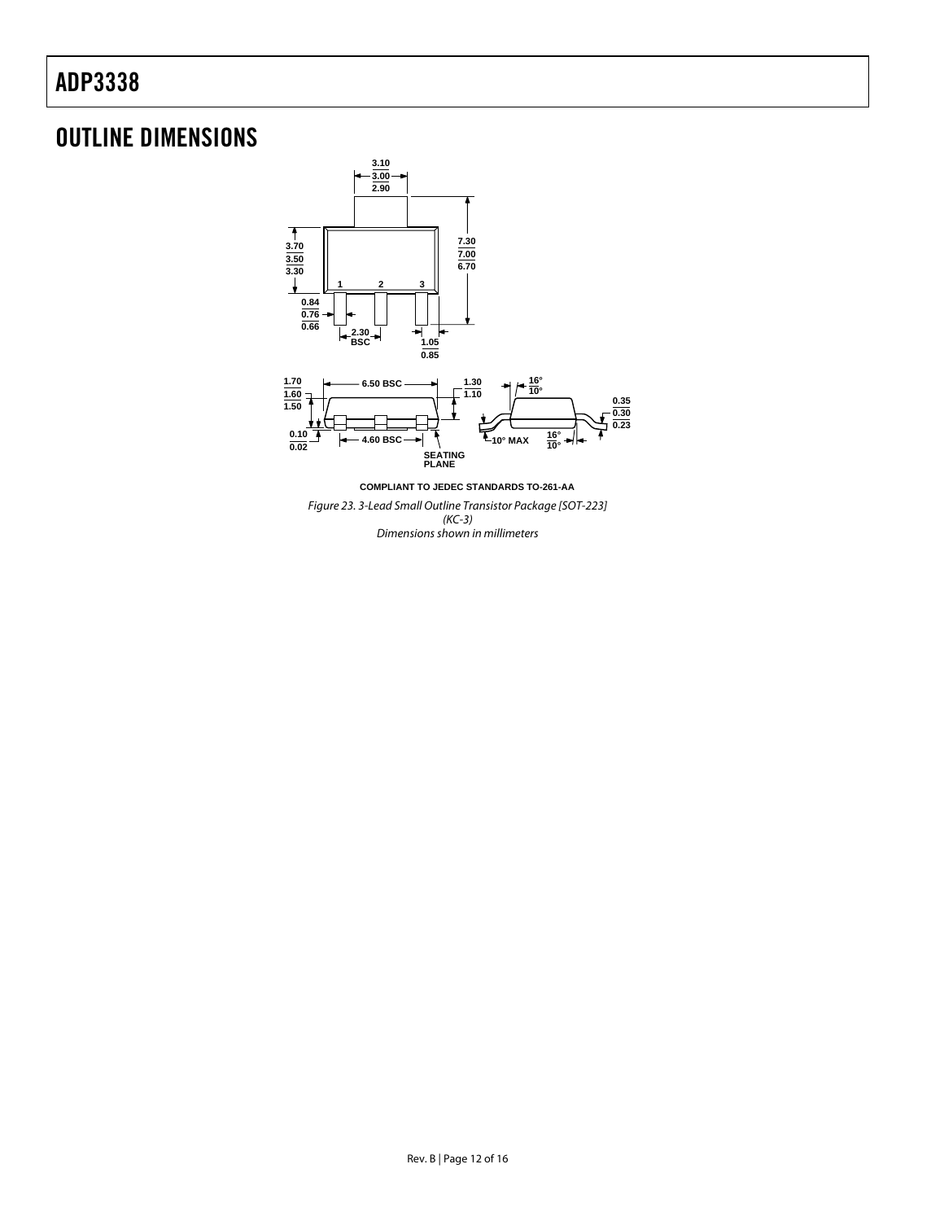# OUTLINE DIMENSIONS

COMPLIANT TO JEDEC STANDARDS TO-261-AA

*Figure 23. 3-Lead Small Outline Transistor Package [SOT-223] (KC-3) Dimensions shown in millimeters*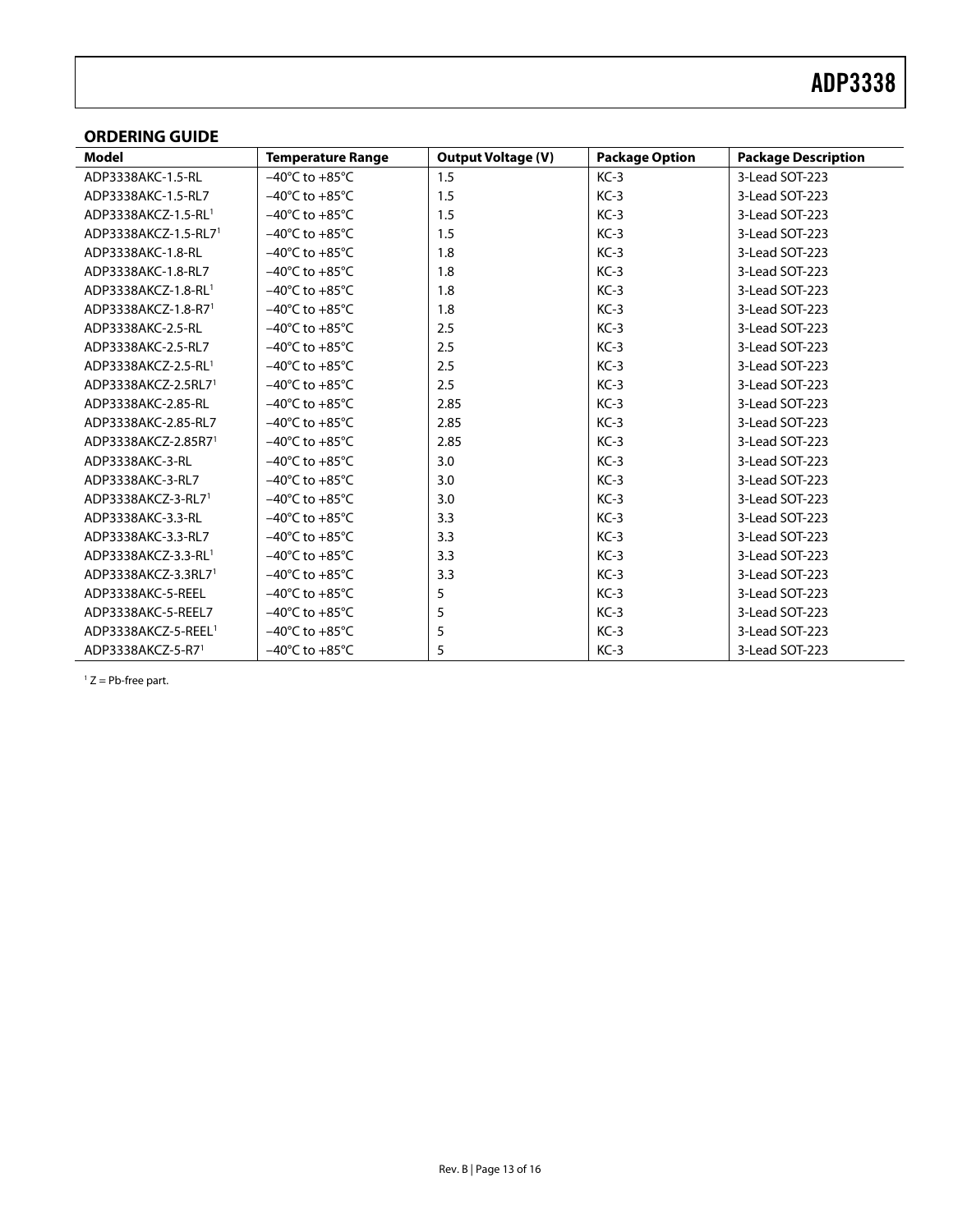## ORDERING GUIDE

| Model | Temperature Range | Output Voltage (V) | Package Option | Package Description |
|---|---|---|---|---|
| ADP3338AKC-1.5-RL | −40°C to +85°C | 1.5 | KC-3 | 3-Lead SOT-223 |
| ADP3338AKC-1.5-RL7 | −40°C to +85°C | 1.5 | KC-3 | 3-Lead SOT-223 |
| ADP3338AKCZ-1.5-RL[1] | −40°C to +85°C | 1.5 | KC-3 | 3-Lead SOT-223 |
| ADP3338AKCZ-1.5-RL7[1] | −40°C to +85°C | 1.5 | KC-3 | 3-Lead SOT-223 |
| ADP3338AKC-1.8-RL | −40°C to +85°C | 1.8 | KC-3 | 3-Lead SOT-223 |
| ADP3338AKC-1.8-RL7 | −40°C to +85°C | 1.8 | KC-3 | 3-Lead SOT-223 |
| ADP3338AKCZ-1.8-RL[1] | −40°C to +85°C | 1.8 | KC-3 | 3-Lead SOT-223 |
| ADP3338AKCZ-1.8-R7[1] | −40°C to +85°C | 1.8 | KC-3 | 3-Lead SOT-223 |
| ADP3338AKC-2.5-RL | −40°C to +85°C | 2.5 | KC-3 | 3-Lead SOT-223 |
| ADP3338AKC-2.5-RL7 | −40°C to +85°C | 2.5 | KC-3 | 3-Lead SOT-223 |
| ADP3338AKCZ-2.5-RL[1] | −40°C to +85°C | 2.5 | KC-3 | 3-Lead SOT-223 |
| ADP3338AKCZ-2.5RL7[1] | −40°C to +85°C | 2.5 | KC-3 | 3-Lead SOT-223 |
| ADP3338AKC-2.85-RL | −40°C to +85°C | 2.85 | KC-3 | 3-Lead SOT-223 |
| ADP3338AKC-2.85-RL7 | −40°C to +85°C | 2.85 | KC-3 | 3-Lead SOT-223 |
| ADP3338AKCZ-2.85R7[1] | −40°C to +85°C | 2.85 | KC-3 | 3-Lead SOT-223 |
| ADP3338AKC-3-RL | −40°C to +85°C | 3.0 | KC-3 | 3-Lead SOT-223 |
| ADP3338AKC-3-RL7 | −40°C to +85°C | 3.0 | KC-3 | 3-Lead SOT-223 |
| ADP3338AKCZ-3-RL7[1] | −40°C to +85°C | 3.0 | KC-3 | 3-Lead SOT-223 |
| ADP3338AKC-3.3-RL | −40°C to +85°C | 3.3 | KC-3 | 3-Lead SOT-223 |
| ADP3338AKC-3.3-RL7 | −40°C to +85°C | 3.3 | KC-3 | 3-Lead SOT-223 |
| ADP3338AKCZ-3.3-RL[1] | −40°C to +85°C | 3.3 | KC-3 | 3-Lead SOT-223 |
| ADP3338AKCZ-3.3RL7[1] | −40°C to +85°C | 3.3 | KC-3 | 3-Lead SOT-223 |
| ADP3338AKC-5-REEL | −40°C to +85°C | 5 | KC-3 | 3-Lead SOT-223 |
| ADP3338AKC-5-REEL7 | −40°C to +85°C | 5 | KC-3 | 3-Lead SOT-223 |
| ADP3338AKCZ-5-REEL[1] | −40°C to +85°C | 5 | KC-3 | 3-Lead SOT-223 |
| ADP3338AKCZ-5-R7[1] | −40°C to +85°C | 5 | KC-3 | 3-Lead SOT-223 |

[1] Z = Pb-free part.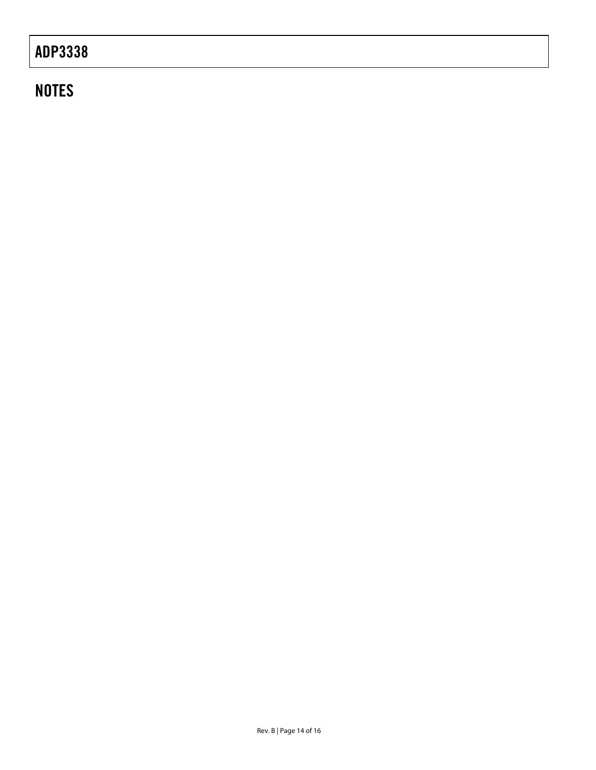## NOTES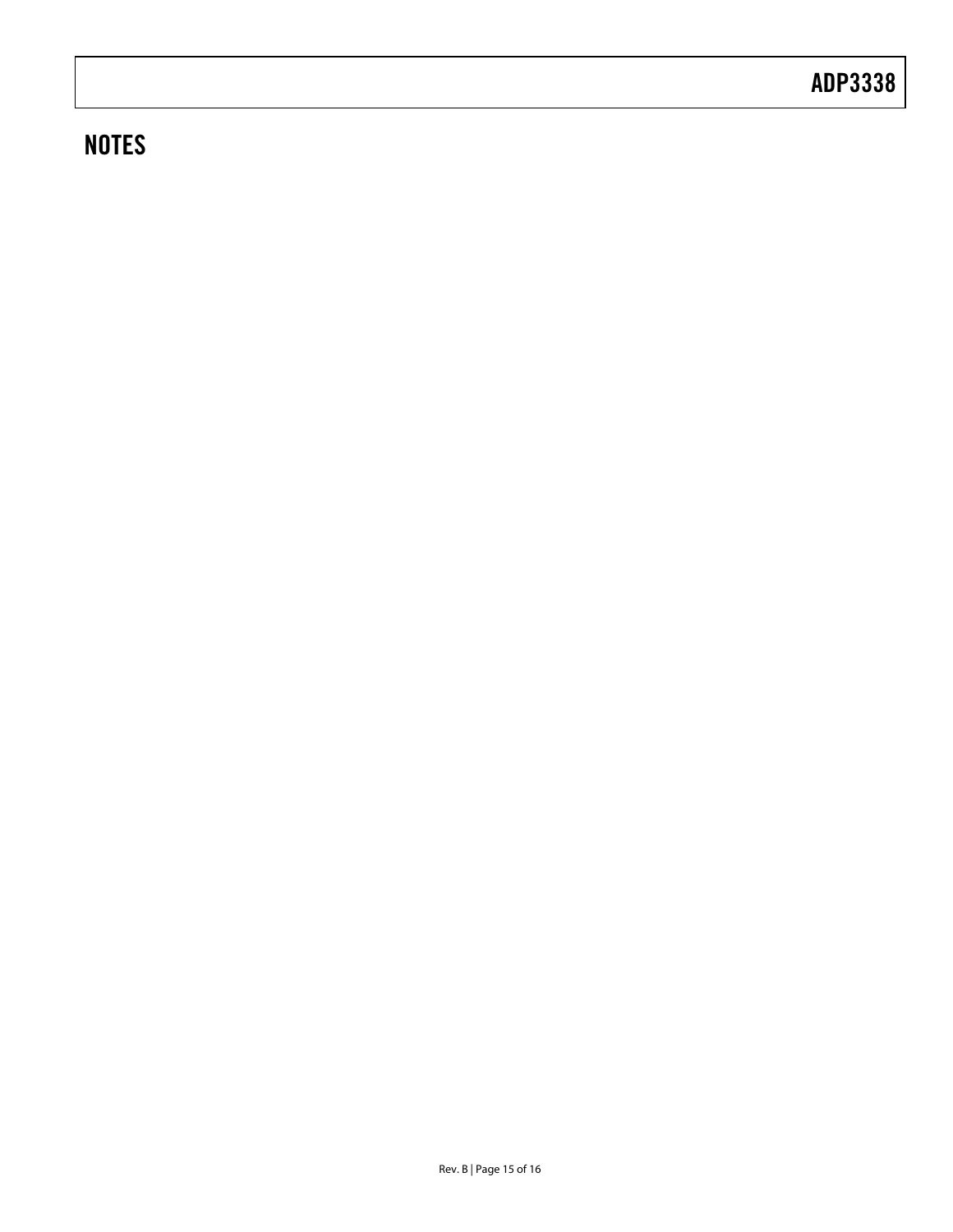## NOTES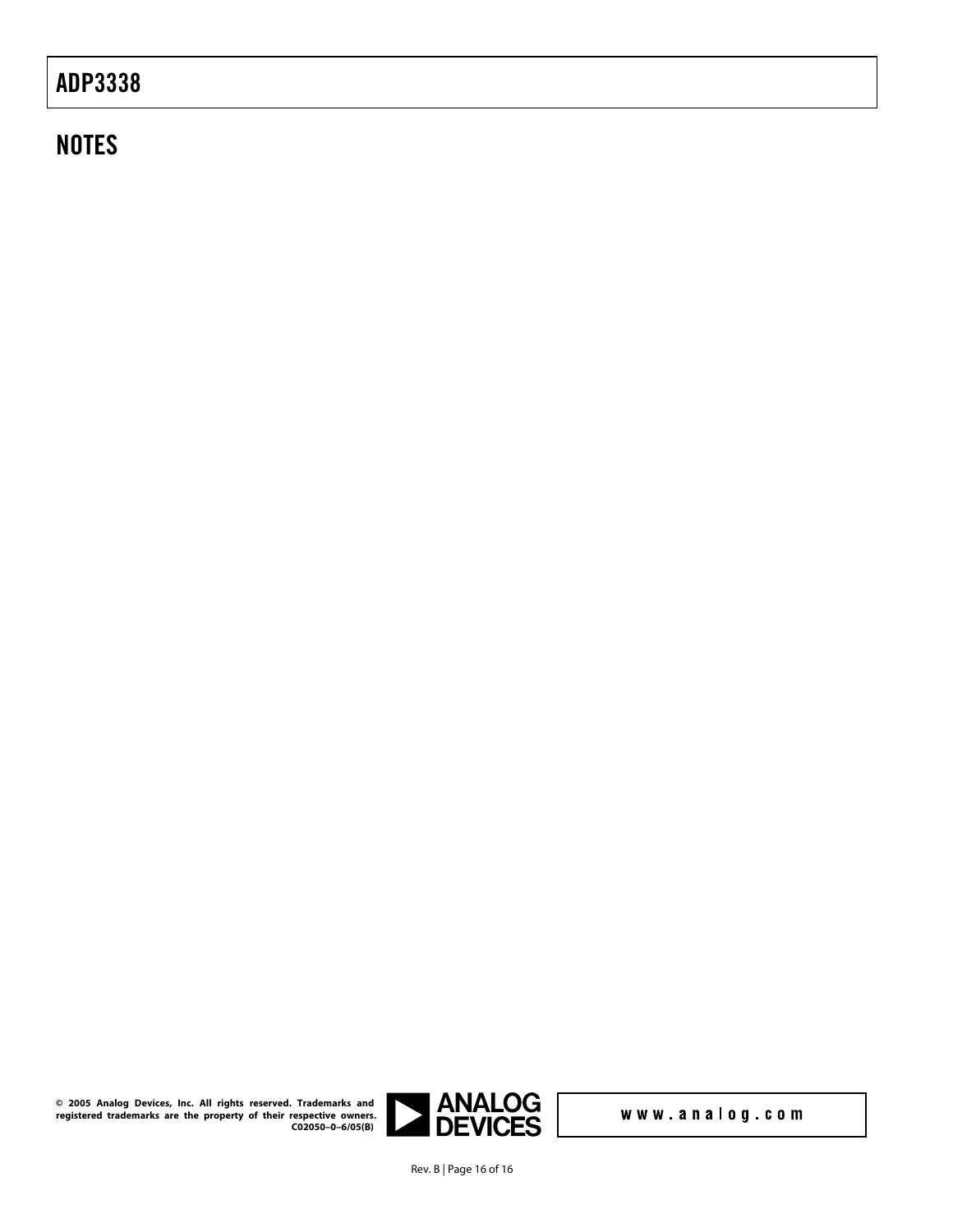## NOTES

© 2005 Analog Devices, Inc. All rights reserved. Trademarks and registered trademarks are the property of their respective owners.
C02050–0–6/05(B)

www.analog.com